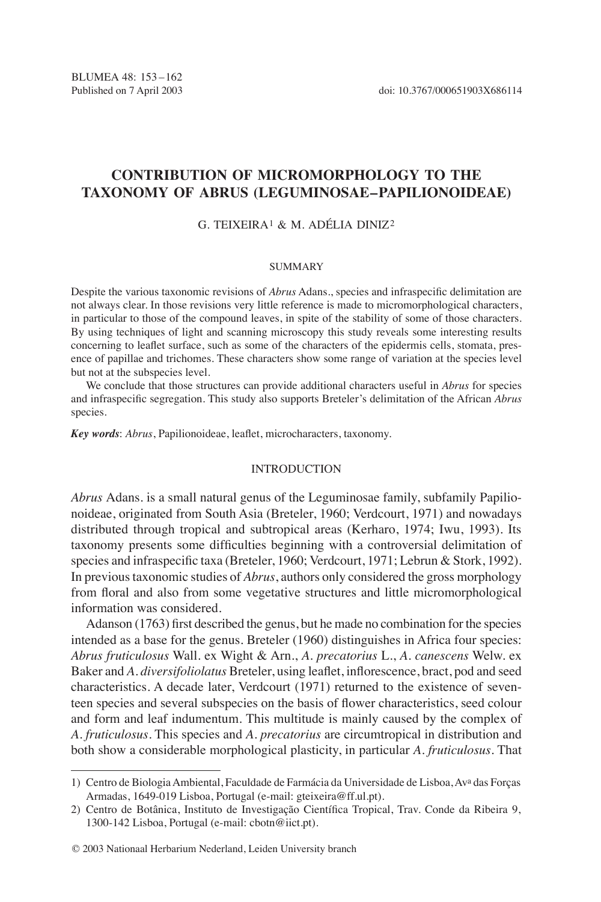# CONTRIBUTION OF MICROMORPHOLOGY TO THE TAXONOMY OF ABRUS (LEGUMINOSAE–PAPILIONOIDEAE)

G. TEIXEIRA[1] & M. ADÉLIA DINIZ[2]

## SUMMARY

Despite the various taxonomic revisions of *Abrus* Adans., species and infraspecific delimitation are not always clear. In those revisions very little reference is made to micromorphological characters, in particular to those of the compound leaves, in spite of the stability of some of those characters. By using techniques of light and scanning microscopy this study reveals some interesting results concerning to leaflet surface, such as some of the characters of the epidermis cells, stomata, presence of papillae and trichomes. These characters show some range of variation at the species level but not at the subspecies level.

We conclude that those structures can provide additional characters useful in *Abrus* for species and infraspecific segregation. This study also supports Breteler's delimitation of the African *Abrus* species.

***Key words***: *Abrus*, Papilionoideae, leaflet, microcharacters, taxonomy.

## INTRODUCTION

*Abrus* Adans. is a small natural genus of the Leguminosae family, subfamily Papilionoideae, originated from South Asia (Breteler, 1960; Verdcourt, 1971) and nowadays distributed through tropical and subtropical areas (Kerharo, 1974; Iwu, 1993). Its taxonomy presents some difficulties beginning with a controversial delimitation of species and infraspecific taxa (Breteler, 1960; Verdcourt, 1971; Lebrun & Stork, 1992). In previous taxonomic studies of *Abrus*, authors only considered the gross morphology from floral and also from some vegetative structures and little micromorphological information was considered.

Adanson (1763) first described the genus, but he made no combination for the species intended as a base for the genus. Breteler (1960) distinguishes in Africa four species: *Abrus fruticulosus* Wall. ex Wight & Arn., *A. precatorius* L., *A. canescens* Welw. ex Baker and *A. diversifoliolatus* Breteler, using leaflet, inflorescence, bract, pod and seed characteristics. A decade later, Verdcourt (1971) returned to the existence of seventeen species and several subspecies on the basis of flower characteristics, seed colour and form and leaf indumentum. This multitude is mainly caused by the complex of *A. fruticulosus*. This species and *A. precatorius* are circumtropical in distribution and both show a considerable morphological plasticity, in particular *A. fruticulosus*. That

---

1) Centro de Biologia Ambiental, Faculdade de Farmácia da Universidade de Lisboa, Av[a] das Forças Armadas, 1649-019 Lisboa, Portugal (e-mail: gteixeira@ff.ul.pt).

2) Centro de Botânica, Instituto de Investigação Científica Tropical, Trav. Conde da Ribeira 9, 1300-142 Lisboa, Portugal (e-mail: cbotn@iict.pt).

© 2003 Nationaal Herbarium Nederland, Leiden University branch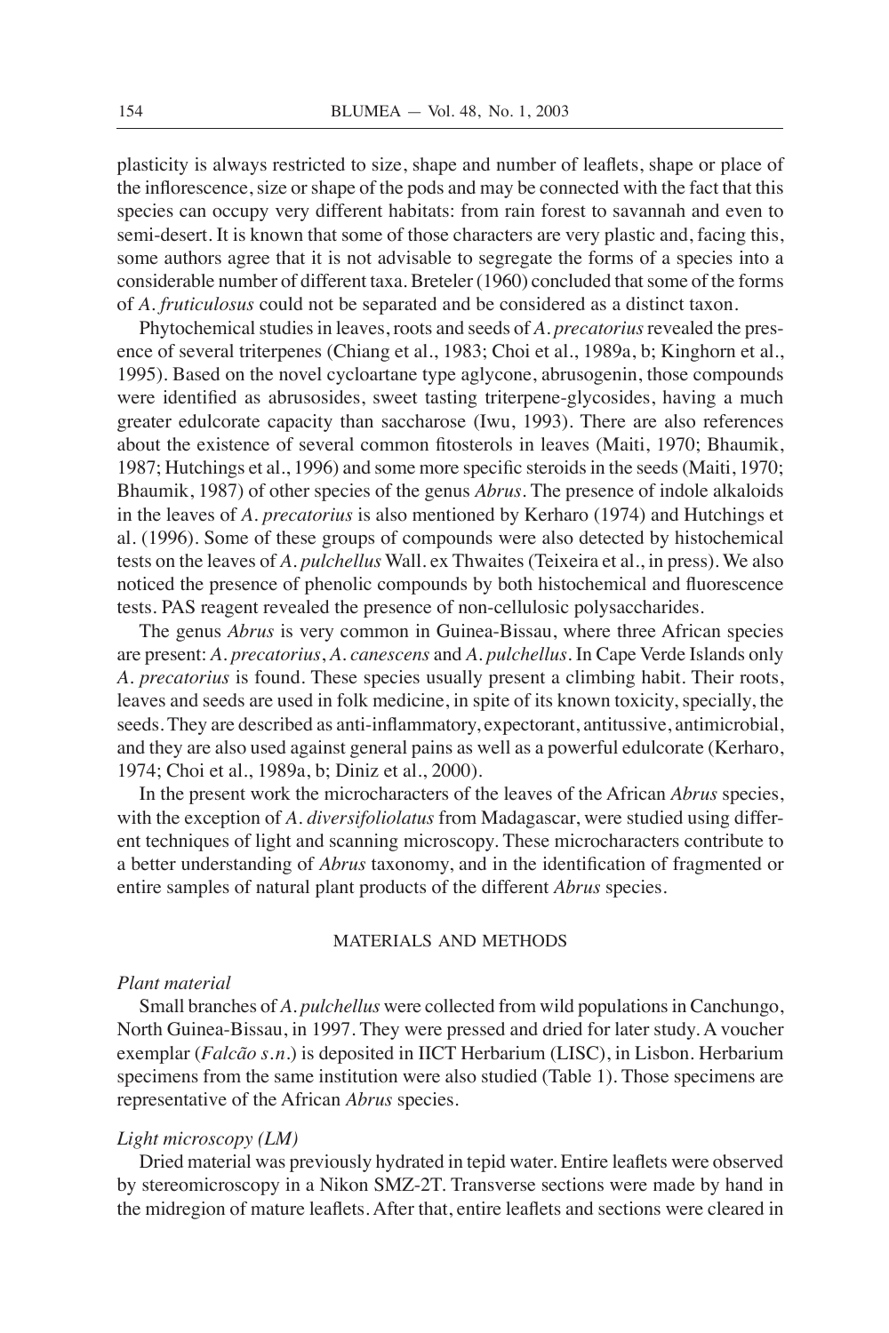plasticity is always restricted to size, shape and number of leaflets, shape or place of the inflorescence, size or shape of the pods and may be connected with the fact that this species can occupy very different habitats: from rain forest to savannah and even to semi-desert. It is known that some of those characters are very plastic and, facing this, some authors agree that it is not advisable to segregate the forms of a species into a considerable number of different taxa. Breteler (1960) concluded that some of the forms of *A. fruticulosus* could not be separated and be considered as a distinct taxon.

Phytochemical studies in leaves, roots and seeds of *A. precatorius* revealed the presence of several triterpenes (Chiang et al., 1983; Choi et al., 1989a, b; Kinghorn et al., 1995). Based on the novel cycloartane type aglycone, abrusogenin, those compounds were identified as abrusosides, sweet tasting triterpene-glycosides, having a much greater edulcorate capacity than saccharose (Iwu, 1993). There are also references about the existence of several common fitosterols in leaves (Maiti, 1970; Bhaumik, 1987; Hutchings et al., 1996) and some more specific steroids in the seeds (Maiti, 1970; Bhaumik, 1987) of other species of the genus *Abrus*. The presence of indole alkaloids in the leaves of *A. precatorius* is also mentioned by Kerharo (1974) and Hutchings et al. (1996). Some of these groups of compounds were also detected by histochemical tests on the leaves of *A. pulchellus* Wall. ex Thwaites (Teixeira et al., in press). We also noticed the presence of phenolic compounds by both histochemical and fluorescence tests. PAS reagent revealed the presence of non-cellulosic polysaccharides.

The genus *Abrus* is very common in Guinea-Bissau, where three African species are present: *A. precatorius*, *A. canescens* and *A. pulchellus*. In Cape Verde Islands only *A. precatorius* is found. These species usually present a climbing habit. Their roots, leaves and seeds are used in folk medicine, in spite of its known toxicity, specially, the seeds. They are described as anti-inflammatory, expectorant, antitussive, antimicrobial, and they are also used against general pains as well as a powerful edulcorate (Kerharo, 1974; Choi et al., 1989a, b; Diniz et al., 2000).

In the present work the microcharacters of the leaves of the African *Abrus* species, with the exception of *A. diversifoliolatus* from Madagascar, were studied using different techniques of light and scanning microscopy. These microcharacters contribute to a better understanding of *Abrus* taxonomy, and in the identification of fragmented or entire samples of natural plant products of the different *Abrus* species.

## MATERIALS AND METHODS

### *Plant material*

Small branches of *A. pulchellus* were collected from wild populations in Canchungo, North Guinea-Bissau, in 1997. They were pressed and dried for later study. A voucher exemplar (*Falcão s.n.*) is deposited in IICT Herbarium (LISC), in Lisbon. Herbarium specimens from the same institution were also studied (Table 1). Those specimens are representative of the African *Abrus* species.

### *Light microscopy (LM)*

Dried material was previously hydrated in tepid water. Entire leaflets were observed by stereomicroscopy in a Nikon SMZ-2T. Transverse sections were made by hand in the midregion of mature leaflets. After that, entire leaflets and sections were cleared in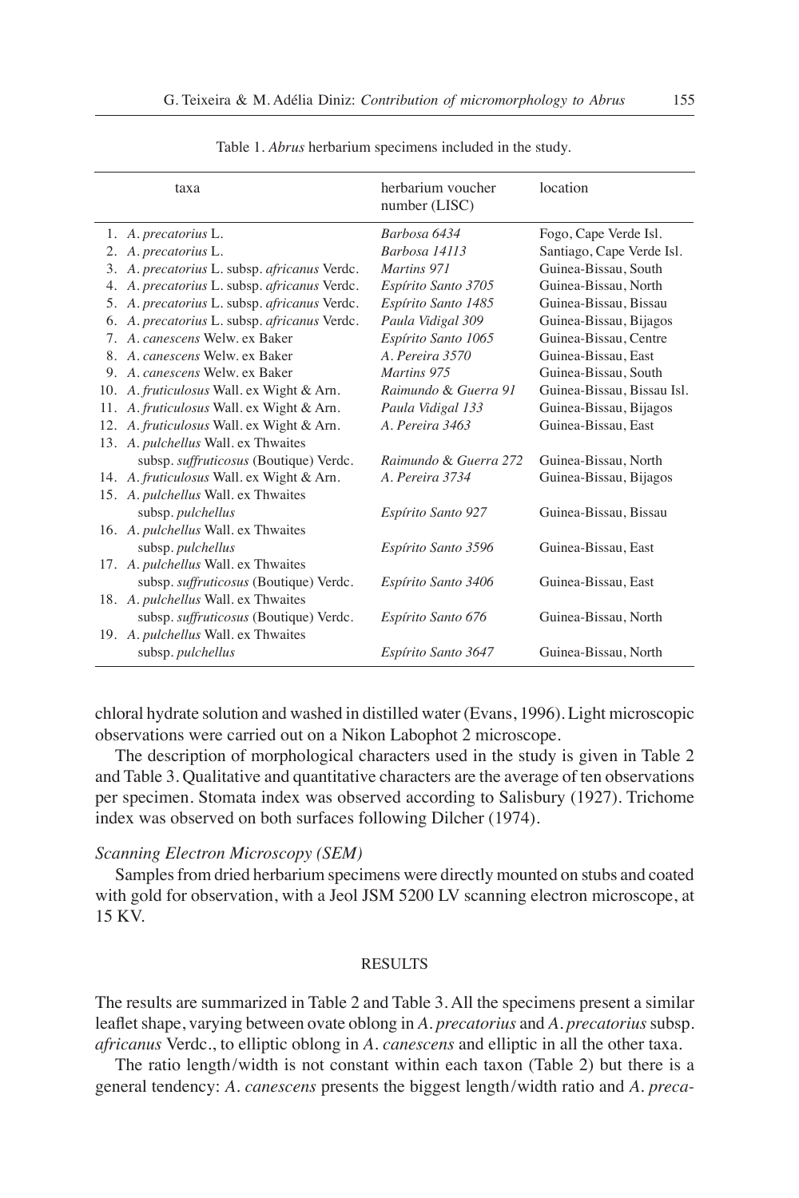Table 1. *Abrus* herbarium specimens included in the study.

| taxa | herbarium voucher number (LISC) | location |
|---|---|---|
| 1. *A. precatorius* L. | *Barbosa 6434* | Fogo, Cape Verde Isl. |
| 2. *A. precatorius* L. | *Barbosa 14113* | Santiago, Cape Verde Isl. |
| 3. *A. precatorius* L. subsp. *africanus* Verdc. | *Martins 971* | Guinea-Bissau, South |
| 4. *A. precatorius* L. subsp. *africanus* Verdc. | *Espírito Santo 3705* | Guinea-Bissau, North |
| 5. *A. precatorius* L. subsp. *africanus* Verdc. | *Espírito Santo 1485* | Guinea-Bissau, Bissau |
| 6. *A. precatorius* L. subsp. *africanus* Verdc. | *Paula Vidigal 309* | Guinea-Bissau, Bijagos |
| 7. *A. canescens* Welw. ex Baker | *Espírito Santo 1065* | Guinea-Bissau, Centre |
| 8. *A. canescens* Welw. ex Baker | *A. Pereira 3570* | Guinea-Bissau, East |
| 9. *A. canescens* Welw. ex Baker | *Martins 975* | Guinea-Bissau, South |
| 10. *A. fruticulosus* Wall. ex Wight & Arn. | *Raimundo & Guerra 91* | Guinea-Bissau, Bissau Isl. |
| 11. *A. fruticulosus* Wall. ex Wight & Arn. | *Paula Vidigal 133* | Guinea-Bissau, Bijagos |
| 12. *A. fruticulosus* Wall. ex Wight & Arn. | *A. Pereira 3463* | Guinea-Bissau, East |
| 13. *A. pulchellus* Wall. ex Thwaites subsp. *suffruticosus* (Boutique) Verdc. | *Raimundo & Guerra 272* | Guinea-Bissau, North |
| 14. *A. fruticulosus* Wall. ex Wight & Arn. | *A. Pereira 3734* | Guinea-Bissau, Bijagos |
| 15. *A. pulchellus* Wall. ex Thwaites subsp. *pulchellus* | *Espírito Santo 927* | Guinea-Bissau, Bissau |
| 16. *A. pulchellus* Wall. ex Thwaites subsp. *pulchellus* | *Espírito Santo 3596* | Guinea-Bissau, East |
| 17. *A. pulchellus* Wall. ex Thwaites subsp. *suffruticosus* (Boutique) Verdc. | *Espírito Santo 3406* | Guinea-Bissau, East |
| 18. *A. pulchellus* Wall. ex Thwaites subsp. *suffruticosus* (Boutique) Verdc. | *Espírito Santo 676* | Guinea-Bissau, North |
| 19. *A. pulchellus* Wall. ex Thwaites subsp. *pulchellus* | *Espírito Santo 3647* | Guinea-Bissau, North |

chloral hydrate solution and washed in distilled water (Evans, 1996). Light microscopic observations were carried out on a Nikon Labophot 2 microscope.

The description of morphological characters used in the study is given in Table 2 and Table 3. Qualitative and quantitative characters are the average of ten observations per specimen. Stomata index was observed according to Salisbury (1927). Trichome index was observed on both surfaces following Dilcher (1974).

### *Scanning Electron Microscopy (SEM)*

Samples from dried herbarium specimens were directly mounted on stubs and coated with gold for observation, with a Jeol JSM 5200 LV scanning electron microscope, at 15 KV.

## RESULTS

The results are summarized in Table 2 and Table 3. All the specimens present a similar leaflet shape, varying between ovate oblong in *A. precatorius* and *A. precatorius* subsp. *africanus* Verdc., to elliptic oblong in *A. canescens* and elliptic in all the other taxa.

The ratio length/width is not constant within each taxon (Table 2) but there is a general tendency: *A. canescens* presents the biggest length/width ratio and *A. preca-*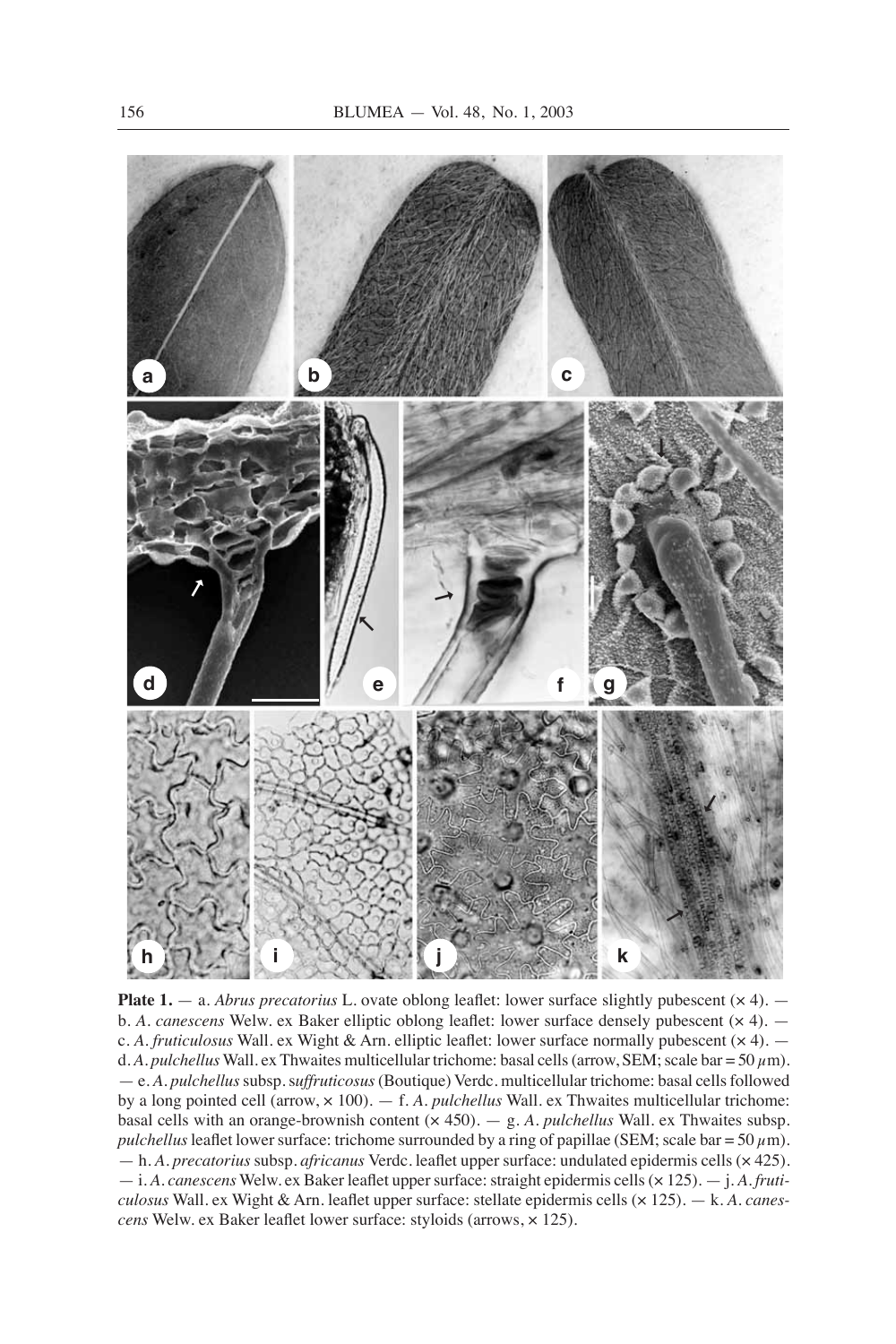**Plate 1.** — a. *Abrus precatorius* L. ovate oblong leaflet: lower surface slightly pubescent (× 4). — b. *A. canescens* Welw. ex Baker elliptic oblong leaflet: lower surface densely pubescent (× 4). — c. *A. fruticulosus* Wall. ex Wight & Arn. elliptic leaflet: lower surface normally pubescent (× 4). — d. *A. pulchellus* Wall. ex Thwaites multicellular trichome: basal cells (arrow, SEM; scale bar = 50 $\mu$m). — e. *A. pulchellus* subsp. *suffruticosus* (Boutique) Verdc. multicellular trichome: basal cells followed by a long pointed cell (arrow, × 100). — f. *A. pulchellus* Wall. ex Thwaites multicellular trichome: basal cells with an orange-brownish content (× 450). — g. *A. pulchellus* Wall. ex Thwaites subsp. *pulchellus* leaflet lower surface: trichome surrounded by a ring of papillae (SEM; scale bar = 50 $\mu$m). — h. *A. precatorius* subsp. *africanus* Verdc. leaflet upper surface: undulated epidermis cells (× 425). — i. *A. canescens* Welw. ex Baker leaflet upper surface: straight epidermis cells (× 125). — j. *A. fruticulosus* Wall. ex Wight & Arn. leaflet upper surface: stellate epidermis cells (× 125). — k. *A. canescens* Welw. ex Baker leaflet lower surface: styloids (arrows, × 125).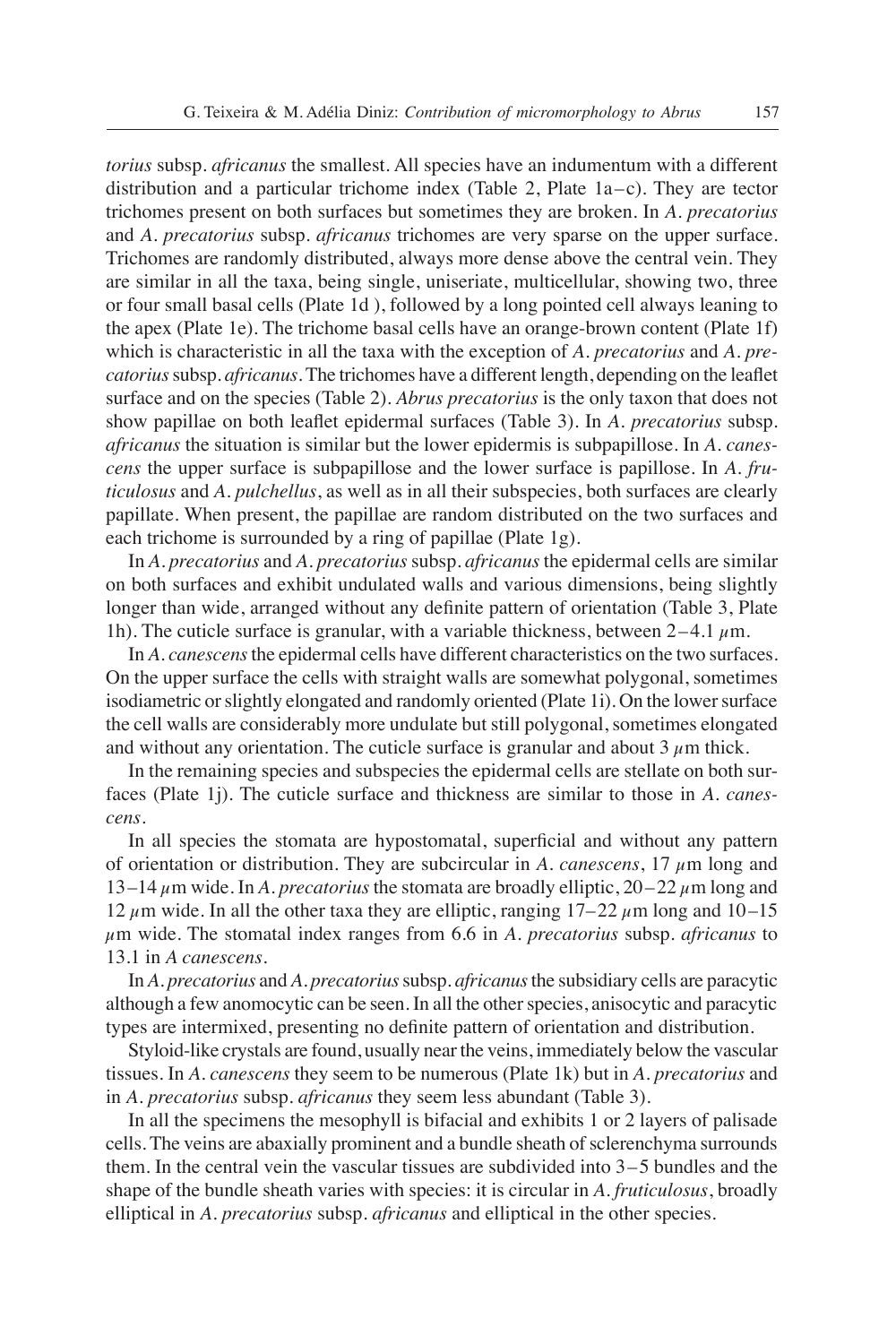*torius* subsp. *africanus* the smallest. All species have an indumentum with a different distribution and a particular trichome index (Table 2, Plate 1a–c). They are tector trichomes present on both surfaces but sometimes they are broken. In *A. precatorius* and *A. precatorius* subsp. *africanus* trichomes are very sparse on the upper surface. Trichomes are randomly distributed, always more dense above the central vein. They are similar in all the taxa, being single, uniseriate, multicellular, showing two, three or four small basal cells (Plate 1d ), followed by a long pointed cell always leaning to the apex (Plate 1e). The trichome basal cells have an orange-brown content (Plate 1f) which is characteristic in all the taxa with the exception of *A. precatorius* and *A. precatorius* subsp. *africanus*. The trichomes have a different length, depending on the leaflet surface and on the species (Table 2). *Abrus precatorius* is the only taxon that does not show papillae on both leaflet epidermal surfaces (Table 3). In *A. precatorius* subsp. *africanus* the situation is similar but the lower epidermis is subpapillose. In *A. canescens* the upper surface is subpapillose and the lower surface is papillose. In *A. fruticulosus* and *A. pulchellus*, as well as in all their subspecies, both surfaces are clearly papillate. When present, the papillae are random distributed on the two surfaces and each trichome is surrounded by a ring of papillae (Plate 1g).

In *A. precatorius* and *A. precatorius* subsp. *africanus* the epidermal cells are similar on both surfaces and exhibit undulated walls and various dimensions, being slightly longer than wide, arranged without any definite pattern of orientation (Table 3, Plate 1h). The cuticle surface is granular, with a variable thickness, between 2–4.1 $\mu$m.

In *A. canescens* the epidermal cells have different characteristics on the two surfaces. On the upper surface the cells with straight walls are somewhat polygonal, sometimes isodiametric or slightly elongated and randomly oriented (Plate 1i). On the lower surface the cell walls are considerably more undulate but still polygonal, sometimes elongated and without any orientation. The cuticle surface is granular and about 3 $\mu$m thick.

In the remaining species and subspecies the epidermal cells are stellate on both surfaces (Plate 1j). The cuticle surface and thickness are similar to those in *A. canescens*.

In all species the stomata are hypostomatal, superficial and without any pattern of orientation or distribution. They are subcircular in *A. canescens*, 17 $\mu$m long and 13–14 $\mu$m wide. In *A. precatorius* the stomata are broadly elliptic, 20–22 $\mu$m long and 12 $\mu$m wide. In all the other taxa they are elliptic, ranging 17–22 $\mu$m long and 10–15 $\mu$m wide. The stomatal index ranges from 6.6 in *A. precatorius* subsp. *africanus* to 13.1 in *A canescens*.

In *A. precatorius* and *A. precatorius* subsp. *africanus* the subsidiary cells are paracytic although a few anomocytic can be seen. In all the other species, anisocytic and paracytic types are intermixed, presenting no definite pattern of orientation and distribution.

Styloid-like crystals are found, usually near the veins, immediately below the vascular tissues. In *A. canescens* they seem to be numerous (Plate 1k) but in *A. precatorius* and in *A. precatorius* subsp. *africanus* they seem less abundant (Table 3).

In all the specimens the mesophyll is bifacial and exhibits 1 or 2 layers of palisade cells. The veins are abaxially prominent and a bundle sheath of sclerenchyma surrounds them. In the central vein the vascular tissues are subdivided into 3–5 bundles and the shape of the bundle sheath varies with species: it is circular in *A. fruticulosus*, broadly elliptical in *A. precatorius* subsp. *africanus* and elliptical in the other species.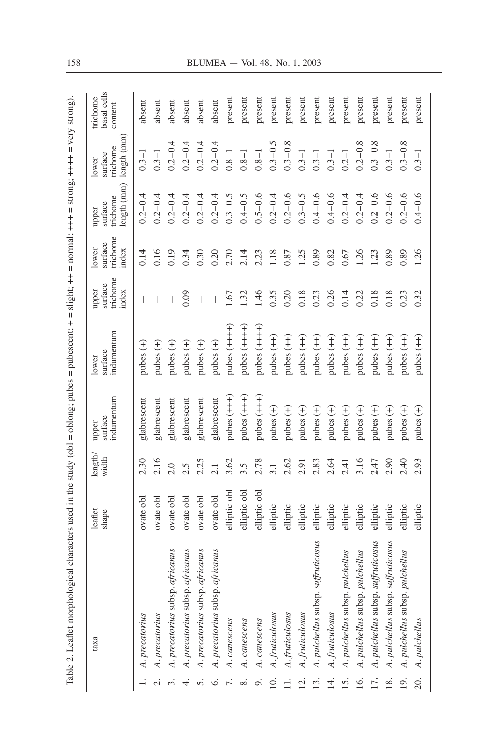Table 2. Leaflet morphological characters used in the study (obl = oblong; pubes = pubescent; + = slight; ++ = normal; +++ = strong; ++++ = very strong).

| | taxa | leaflet shape | length/ width | upper surface indumentum | lower surface indumentum | upper surface trichome index | lower surface trichome index | upper surface trichome length (mm) | lower surface trichome length (mm) | trichome basal cells content |
|---|---|---|---|---|---|---|---|---|---|---|
| 1. | *A. precatorius* | ovate obl | 2.30 | glabrescent | pubes (+) | – | 0.14 | 0.2–0.4 | 0.3–1 | absent |
| 2. | *A. precatorius* | ovate obl | 2.16 | glabrescent | pubes (+) | – | 0.16 | 0.2–0.4 | 0.3–1 | absent |
| 3. | *A. precatorius* subsp. *africanus* | ovate obl | 2.0 | glabrescent | pubes (+) | – | 0.19 | 0.2–0.4 | 0.2–0.4 | absent |
| 4. | *A. precatorius* subsp. *africanus* | ovate obl | 2.5 | glabrescent | pubes (+) | 0.09 | 0.34 | 0.2–0.4 | 0.2–0.4 | absent |
| 5. | *A. precatorius* subsp. *africanus* | ovate obl | 2.25 | glabrescent | pubes (+) | – | 0.30 | 0.2–0.4 | 0.2–0.4 | absent |
| 6. | *A. precatorius* subsp. *africanus* | ovate obl | 2.1 | glabrescent | pubes (+) | – | 0.20 | 0.2–0.4 | 0.2–0.4 | absent |
| 7. | *A. canescens* | elliptic obl | 3.62 | pubes (+++) | pubes (++++) | 1.67 | 2.70 | 0.3–0.5 | 0.8–1 | present |
| 8. | *A. canescens* | elliptic obl | 3.5 | pubes (+++) | pubes (++++) | 1.32 | 2.14 | 0.4–0.5 | 0.8–1 | present |
| 9. | *A. canescens* | elliptic obl | 2.78 | pubes (+++) | pubes (++++) | 1.46 | 2.23 | 0.5–0.6 | 0.8–1 | present |
| 10. | *A. fruticulosus* | elliptic | 3.1 | pubes (+) | pubes (++) | 0.35 | 1.18 | 0.2–0.4 | 0.3–0.5 | present |
| 11. | *A. fruticulosus* | elliptic | 2.62 | pubes (+) | pubes (++) | 0.20 | 0.87 | 0.2–0.6 | 0.3–0.8 | present |
| 12. | *A. fruticulosus* | elliptic | 2.91 | pubes (+) | pubes (++) | 0.18 | 1.25 | 0.3–0.5 | 0.3–1 | present |
| 13. | *A. pulchellus* subsp. *suffruticosus* | elliptic | 2.83 | pubes (+) | pubes (++) | 0.23 | 0.89 | 0.4–0.6 | 0.3–1 | present |
| 14. | *A. fruticulosus* | elliptic | 2.64 | pubes (+) | pubes (++) | 0.26 | 0.82 | 0.4–0.6 | 0.3–1 | present |
| 15. | *A. pulchellus* subsp. *pulchellus* | elliptic | 2.41 | pubes (+) | pubes (++) | 0.14 | 0.67 | 0.2–0.4 | 0.2–1 | present |
| 16. | *A. pulchellus* subsp. *pulchellus* | elliptic | 3.16 | pubes (+) | pubes (++) | 0.22 | 1.26 | 0.2–0.4 | 0.2–0.8 | present |
| 17. | *A. pulchellus* subsp. *suffruticosus* | elliptic | 2.47 | pubes (+) | pubes (++) | 0.18 | 1.23 | 0.2–0.6 | 0.3–0.8 | present |
| 18. | *A. pulchellus* subsp. *suffruticosus* | elliptic | 2.90 | pubes (+) | pubes (++) | 0.18 | 0.89 | 0.2–0.6 | 0.3–1 | present |
| 19. | *A. pulchellus* subsp. *pulchellus* | elliptic | 2.40 | pubes (+) | pubes (++) | 0.23 | 0.89 | 0.2–0.6 | 0.3–0.8 | present |
| 20. | *A. pulchellus* | elliptic | 2.93 | pubes (+) | pubes (++) | 0.32 | 1.26 | 0.4–0.6 | 0.3–1 | present |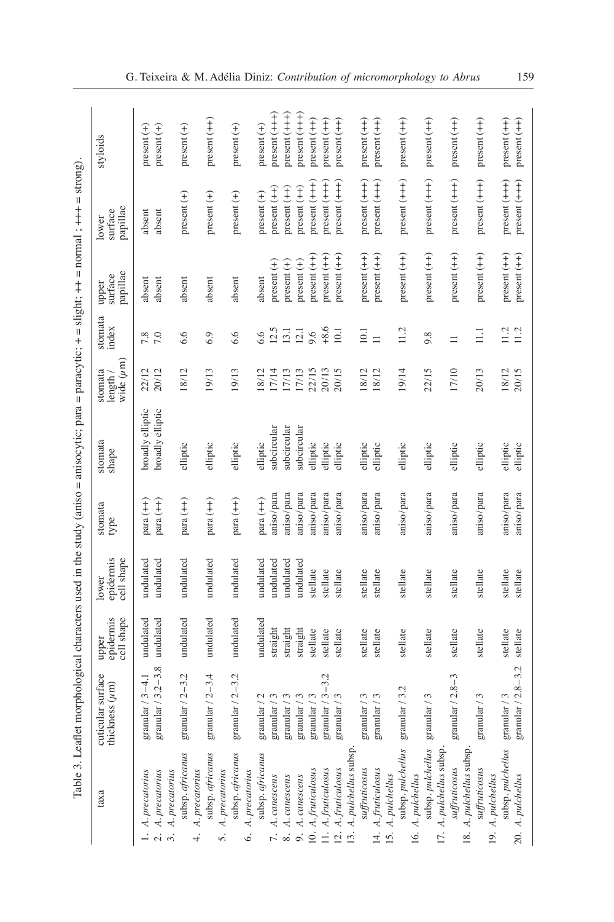Table 3. Leaflet morphological characters used in the study (aniso = anisocytic; para = paracytic; + = slight; ++ = normal ; +++ = strong).

| taxa | cuticular surface thickness (μm) | upper epidermis cell shape | lower epidermis cell shape | stomata type | stomata shape | stomata length / wide (μm) | stomata index | upper surface papillae | lower surface papillae | styloids |
|---|---|---|---|---|---|---|---|---|---|---|
| 1. *A. precatorius* | granular / 3–4.1 | undulated | undulated | para (++) | broadly elliptic | 22/12 | 7.8 | absent | absent | present (+) |
| 2. *A. precatorius* | granular / 3.2–3.8 | undulated | undulated | para (++) | broadly elliptic | 20/12 | 7.0 | absent | absent | present (+) |
| 3. *A. precatorius* subsp. *africanus* | granular / 2–3.2 | undulated | undulated | para (++) | elliptic | 18/12 | 6.6 | absent | present (+) | present (+) |
| 4. *A. precatorius* subsp. *africanus* | granular / 2–3.4 | undulated | undulated | para (++) | elliptic | 19/13 | 6.9 | absent | present (+) | present (++) |
| 5. *A. precatorius* subsp. *africanus* | granular / 2–3.2 | undulated | undulated | para (++) | elliptic | 19/13 | 6.6 | absent | present (+) | present (+) |
| 6. *A. precatorius* subsp. *africanus* | granular / 2 | undulated | undulated | para (++) | elliptic | 18/12 | 6.6 | absent | present (+) | present (+) |
| 7. *A. canescens* | granular / 3 | straight | undulated | aniso/para | subcircular | 17/14 | 12.5 | present (+) | present (++) | present (+++) |
| 8. *A. canescens* | granular / 3 | straight | undulated | aniso/para | subcircular | 17/13 | 13.1 | present (+) | present (++) | present (+++) |
| 9. *A. canescens* | granular / 3 | straight | undulated | aniso/para | subcircular | 17/13 | 12.1 | present (+) | present (++) | present (+++) |
| 10. *A. fruticulosus* | granular / 3 | stellate | stellate | aniso/para | elliptic | 22/15 | 9.6 | present (++) | present (+++) | present (++) |
| 11. *A. fruticulosus* | granular / 3–3.2 | stellate | stellate | aniso/para | elliptic | 20/13 | +8.6 | present (++) | present (+++) | present (++) |
| 12. *A. fruticulosus* | granular / 3 | stellate | stellate | aniso/para | elliptic | 20/15 | 10.1 | present (++) | present (+++) | present (++) |
| 13. *A. pulchellus* subsp. *suffruticosus* | granular / 3 | stellate | stellate | aniso/para | elliptic | 18/12 | 10.1 | present (++) | present (+++) | present (++) |
| 14. *A. fruticulosus* | granular / 3 | stellate | stellate | aniso/para | elliptic | 18/12 | 11 | present (++) | present (+++) | present (++) |
| 15. *A. pulchellus* subsp. *pulchellus* | granular / 3.2 | stellate | stellate | aniso/para | elliptic | 19/14 | 11.2 | present (++) | present (+++) | present (++) |
| 16. *A. pulchellus* subsp. *pulchellus* | granular / 3 | stellate | stellate | aniso/para | elliptic | 22/15 | 9.8 | present (++) | present (+++) | present (++) |
| 17. *A. pulchellus* subsp. *suffruticosus* | granular / 2.8–3 | stellate | stellate | aniso/para | elliptic | 17/10 | 11 | present (++) | present (+++) | present (++) |
| 18. *A. pulchellus* subsp. *suffruticosus* | granular / 3 | stellate | stellate | aniso/para | elliptic | 20/13 | 11.1 | present (++) | present (+++) | present (++) |
| 19. *A. pulchellus* subsp. *pulchellus* | granular / 3 | stellate | stellate | aniso/para | elliptic | 18/12 | 11.2 | present (++) | present (+++) | present (++) |
| 20. *A. pulchellus* | granular / 2.8–3.2 | stellate | stellate | aniso/para | elliptic | 20/15 | 11.2 | present (++) | present (+++) | present (++) |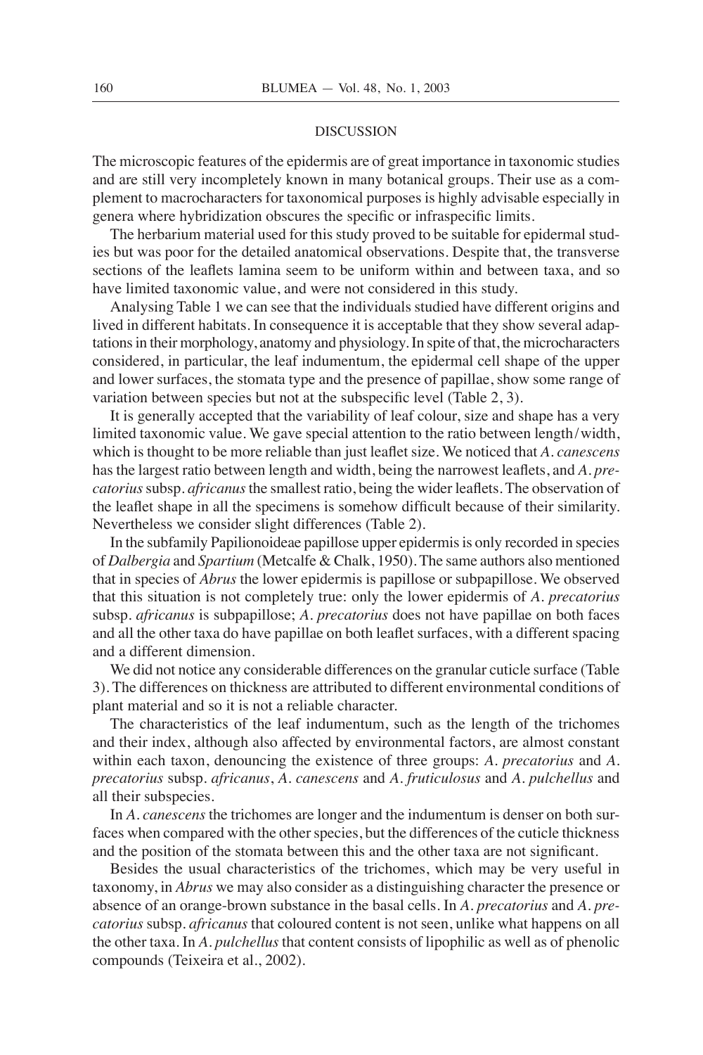## DISCUSSION

The microscopic features of the epidermis are of great importance in taxonomic studies and are still very incompletely known in many botanical groups. Their use as a complement to macrocharacters for taxonomical purposes is highly advisable especially in genera where hybridization obscures the specific or infraspecific limits.

The herbarium material used for this study proved to be suitable for epidermal studies but was poor for the detailed anatomical observations. Despite that, the transverse sections of the leaflets lamina seem to be uniform within and between taxa, and so have limited taxonomic value, and were not considered in this study.

Analysing Table 1 we can see that the individuals studied have different origins and lived in different habitats. In consequence it is acceptable that they show several adaptations in their morphology, anatomy and physiology. In spite of that, the microcharacters considered, in particular, the leaf indumentum, the epidermal cell shape of the upper and lower surfaces, the stomata type and the presence of papillae, show some range of variation between species but not at the subspecific level (Table 2, 3).

It is generally accepted that the variability of leaf colour, size and shape has a very limited taxonomic value. We gave special attention to the ratio between length/width, which is thought to be more reliable than just leaflet size. We noticed that *A. canescens* has the largest ratio between length and width, being the narrowest leaflets, and *A. precatorius* subsp. *africanus* the smallest ratio, being the wider leaflets. The observation of the leaflet shape in all the specimens is somehow difficult because of their similarity. Nevertheless we consider slight differences (Table 2).

In the subfamily Papilionoideae papillose upper epidermis is only recorded in species of *Dalbergia* and *Spartium* (Metcalfe & Chalk, 1950). The same authors also mentioned that in species of *Abrus* the lower epidermis is papillose or subpapillose. We observed that this situation is not completely true: only the lower epidermis of *A. precatorius* subsp. *africanus* is subpapillose; *A. precatorius* does not have papillae on both faces and all the other taxa do have papillae on both leaflet surfaces, with a different spacing and a different dimension.

We did not notice any considerable differences on the granular cuticle surface (Table 3). The differences on thickness are attributed to different environmental conditions of plant material and so it is not a reliable character.

The characteristics of the leaf indumentum, such as the length of the trichomes and their index, although also affected by environmental factors, are almost constant within each taxon, denouncing the existence of three groups: *A. precatorius* and *A. precatorius* subsp. *africanus*, *A. canescens* and *A. fruticulosus* and *A. pulchellus* and all their subspecies.

In *A. canescens* the trichomes are longer and the indumentum is denser on both surfaces when compared with the other species, but the differences of the cuticle thickness and the position of the stomata between this and the other taxa are not significant.

Besides the usual characteristics of the trichomes, which may be very useful in taxonomy, in *Abrus* we may also consider as a distinguishing character the presence or absence of an orange-brown substance in the basal cells. In *A. precatorius* and *A. precatorius* subsp. *africanus* that coloured content is not seen, unlike what happens on all the other taxa. In *A. pulchellus* that content consists of lipophilic as well as of phenolic compounds (Teixeira et al., 2002).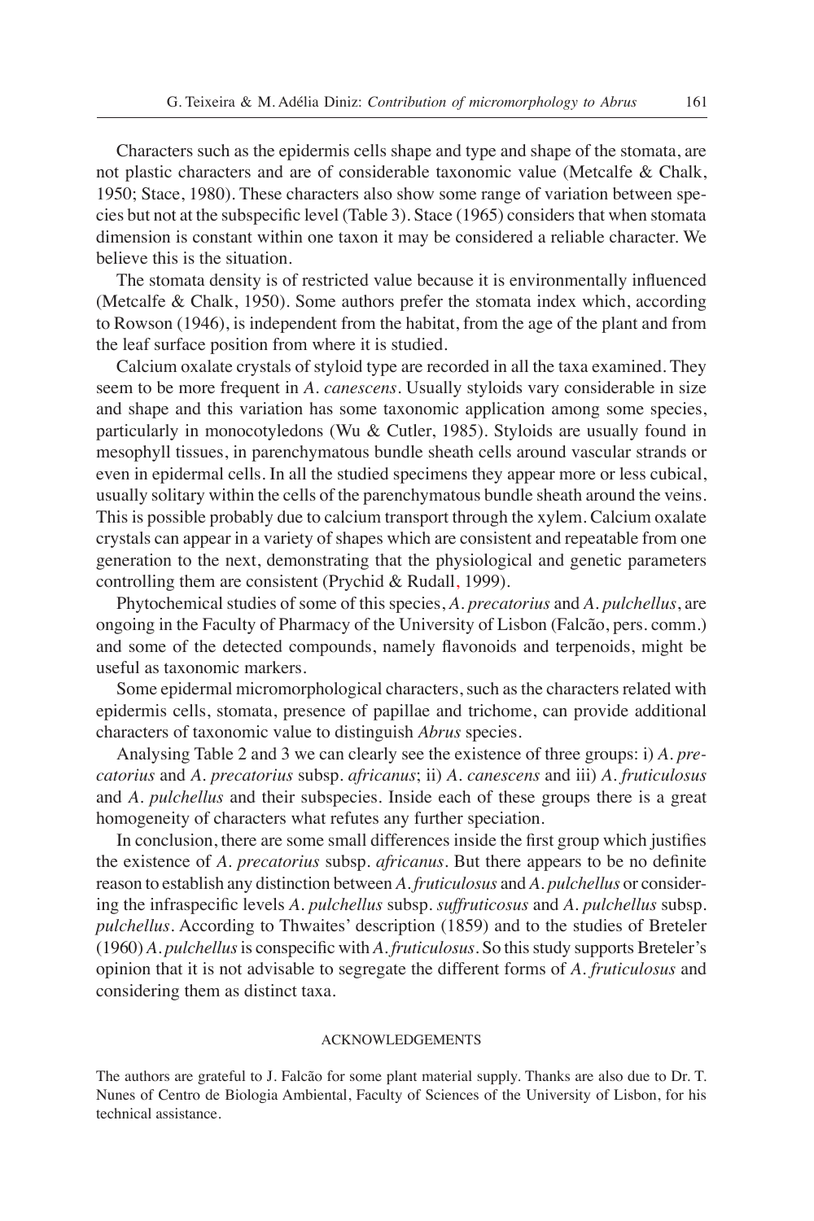Characters such as the epidermis cells shape and type and shape of the stomata, are not plastic characters and are of considerable taxonomic value (Metcalfe & Chalk, 1950; Stace, 1980). These characters also show some range of variation between species but not at the subspecific level (Table 3). Stace (1965) considers that when stomata dimension is constant within one taxon it may be considered a reliable character. We believe this is the situation.

The stomata density is of restricted value because it is environmentally influenced (Metcalfe & Chalk, 1950). Some authors prefer the stomata index which, according to Rowson (1946), is independent from the habitat, from the age of the plant and from the leaf surface position from where it is studied.

Calcium oxalate crystals of styloid type are recorded in all the taxa examined. They seem to be more frequent in *A. canescens*. Usually styloids vary considerable in size and shape and this variation has some taxonomic application among some species, particularly in monocotyledons (Wu & Cutler, 1985). Styloids are usually found in mesophyll tissues, in parenchymatous bundle sheath cells around vascular strands or even in epidermal cells. In all the studied specimens they appear more or less cubical, usually solitary within the cells of the parenchymatous bundle sheath around the veins. This is possible probably due to calcium transport through the xylem. Calcium oxalate crystals can appear in a variety of shapes which are consistent and repeatable from one generation to the next, demonstrating that the physiological and genetic parameters controlling them are consistent (Prychid & Rudall, 1999).

Phytochemical studies of some of this species, *A. precatorius* and *A. pulchellus*, are ongoing in the Faculty of Pharmacy of the University of Lisbon (Falcão, pers. comm.) and some of the detected compounds, namely flavonoids and terpenoids, might be useful as taxonomic markers.

Some epidermal micromorphological characters, such as the characters related with epidermis cells, stomata, presence of papillae and trichome, can provide additional characters of taxonomic value to distinguish *Abrus* species.

Analysing Table 2 and 3 we can clearly see the existence of three groups: i) *A. precatorius* and *A. precatorius* subsp. *africanus*; ii) *A. canescens* and iii) *A. fruticulosus* and *A. pulchellus* and their subspecies. Inside each of these groups there is a great homogeneity of characters what refutes any further speciation.

In conclusion, there are some small differences inside the first group which justifies the existence of *A. precatorius* subsp. *africanus*. But there appears to be no definite reason to establish any distinction between *A. fruticulosus* and *A. pulchellus* or considering the infraspecific levels *A. pulchellus* subsp. *suffruticosus* and *A. pulchellus* subsp. *pulchellus*. According to Thwaites' description (1859) and to the studies of Breteler (1960) *A. pulchellus* is conspecific with *A. fruticulosus*. So this study supports Breteler's opinion that it is not advisable to segregate the different forms of *A. fruticulosus* and considering them as distinct taxa.

## ACKNOWLEDGEMENTS

The authors are grateful to J. Falcão for some plant material supply. Thanks are also due to Dr. T. Nunes of Centro de Biologia Ambiental, Faculty of Sciences of the University of Lisbon, for his technical assistance.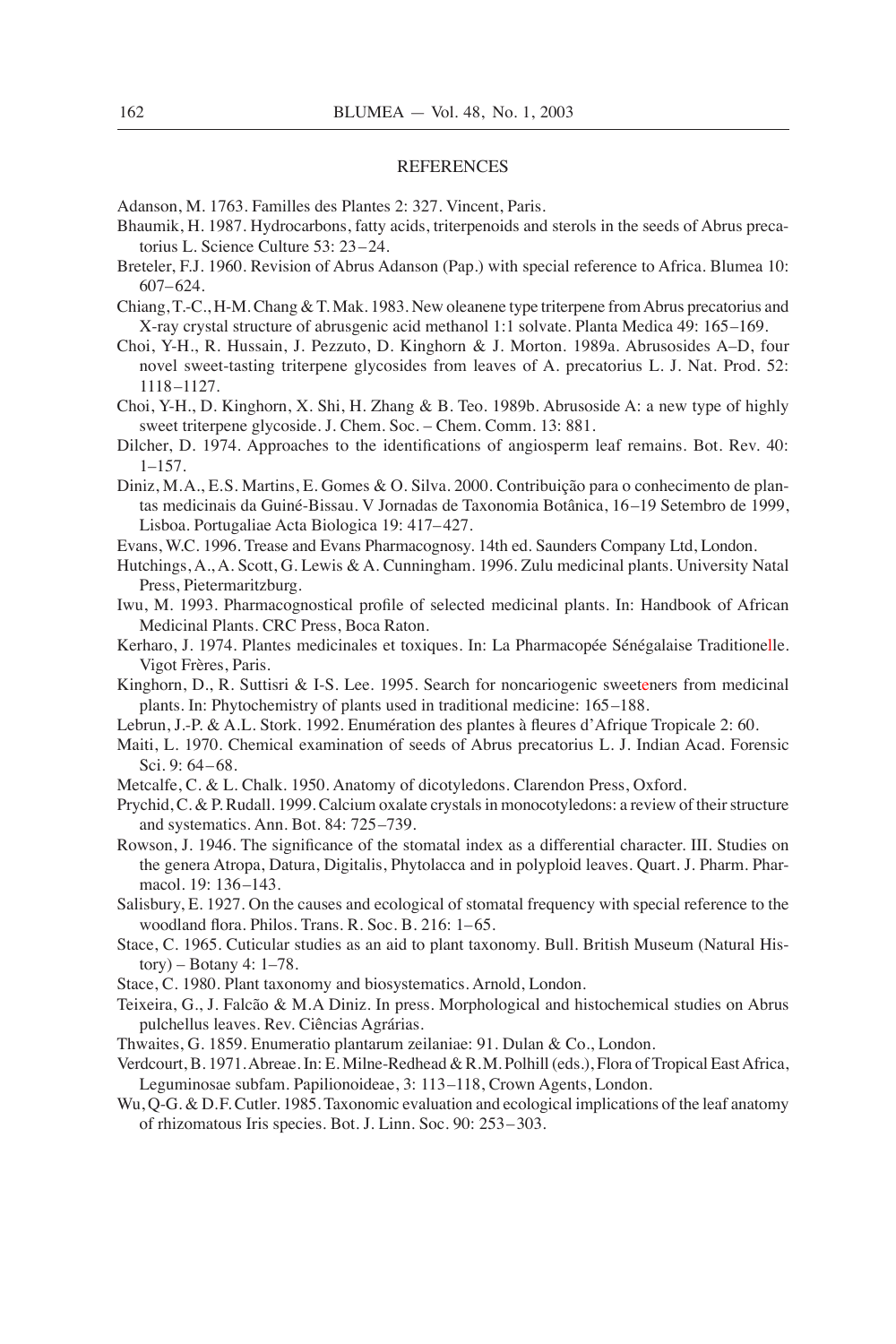## REFERENCES

Adanson, M. 1763. Familles des Plantes 2: 327. Vincent, Paris.

Bhaumik, H. 1987. Hydrocarbons, fatty acids, triterpenoids and sterols in the seeds of Abrus precatorius L. Science Culture 53: 23–24.

Breteler, F.J. 1960. Revision of Abrus Adanson (Pap.) with special reference to Africa. Blumea 10: 607–624.

Chiang, T.-C., H-M. Chang & T. Mak. 1983. New oleanene type triterpene from Abrus precatorius and X-ray crystal structure of abrusgenic acid methanol 1:1 solvate. Planta Medica 49: 165–169.

Choi, Y-H., R. Hussain, J. Pezzuto, D. Kinghorn & J. Morton. 1989a. Abrusosides A–D, four novel sweet-tasting triterpene glycosides from leaves of A. precatorius L. J. Nat. Prod. 52: 1118–1127.

Choi, Y-H., D. Kinghorn, X. Shi, H. Zhang & B. Teo. 1989b. Abrusoside A: a new type of highly sweet triterpene glycoside. J. Chem. Soc. – Chem. Comm. 13: 881.

Dilcher, D. 1974. Approaches to the identifications of angiosperm leaf remains. Bot. Rev. 40: 1–157.

Diniz, M.A., E.S. Martins, E. Gomes & O. Silva. 2000. Contribuição para o conhecimento de plantas medicinais da Guiné-Bissau. V Jornadas de Taxonomia Botânica, 16–19 Setembro de 1999, Lisboa. Portugaliae Acta Biologica 19: 417–427.

Evans, W.C. 1996. Trease and Evans Pharmacognosy. 14th ed. Saunders Company Ltd, London.

Hutchings, A., A. Scott, G. Lewis & A. Cunningham. 1996. Zulu medicinal plants. University Natal Press, Pietermaritzburg.

Iwu, M. 1993. Pharmacognostical profile of selected medicinal plants. In: Handbook of African Medicinal Plants. CRC Press, Boca Raton.

Kerharo, J. 1974. Plantes medicinales et toxiques. In: La Pharmacopée Sénégalaise Traditionelle. Vigot Frères, Paris.

Kinghorn, D., R. Suttisri & I-S. Lee. 1995. Search for noncariogenic sweeteners from medicinal plants. In: Phytochemistry of plants used in traditional medicine: 165–188.

Lebrun, J.-P. & A.L. Stork. 1992. Enumération des plantes à fleures d'Afrique Tropicale 2: 60.

Maiti, L. 1970. Chemical examination of seeds of Abrus precatorius L. J. Indian Acad. Forensic Sci. 9: 64–68.

Metcalfe, C. & L. Chalk. 1950. Anatomy of dicotyledons. Clarendon Press, Oxford.

Prychid, C. & P. Rudall. 1999. Calcium oxalate crystals in monocotyledons: a review of their structure and systematics. Ann. Bot. 84: 725–739.

Rowson, J. 1946. The significance of the stomatal index as a differential character. III. Studies on the genera Atropa, Datura, Digitalis, Phytolacca and in polyploid leaves. Quart. J. Pharm. Pharmacol. 19: 136–143.

Salisbury, E. 1927. On the causes and ecological of stomatal frequency with special reference to the woodland flora. Philos. Trans. R. Soc. B. 216: 1–65.

Stace, C. 1965. Cuticular studies as an aid to plant taxonomy. Bull. British Museum (Natural History) – Botany 4: 1–78.

Stace, C. 1980. Plant taxonomy and biosystematics. Arnold, London.

Teixeira, G., J. Falcão & M.A Diniz. In press. Morphological and histochemical studies on Abrus pulchellus leaves. Rev. Ciências Agrárias.

Thwaites, G. 1859. Enumeratio plantarum zeilaniae: 91. Dulan & Co., London.

Verdcourt, B. 1971. Abreae. In: E. Milne-Redhead & R.M. Polhill (eds.), Flora of Tropical East Africa, Leguminosae subfam. Papilionoideae, 3: 113–118, Crown Agents, London.

Wu, Q-G. & D.F. Cutler. 1985. Taxonomic evaluation and ecological implications of the leaf anatomy of rhizomatous Iris species. Bot. J. Linn. Soc. 90: 253–303.